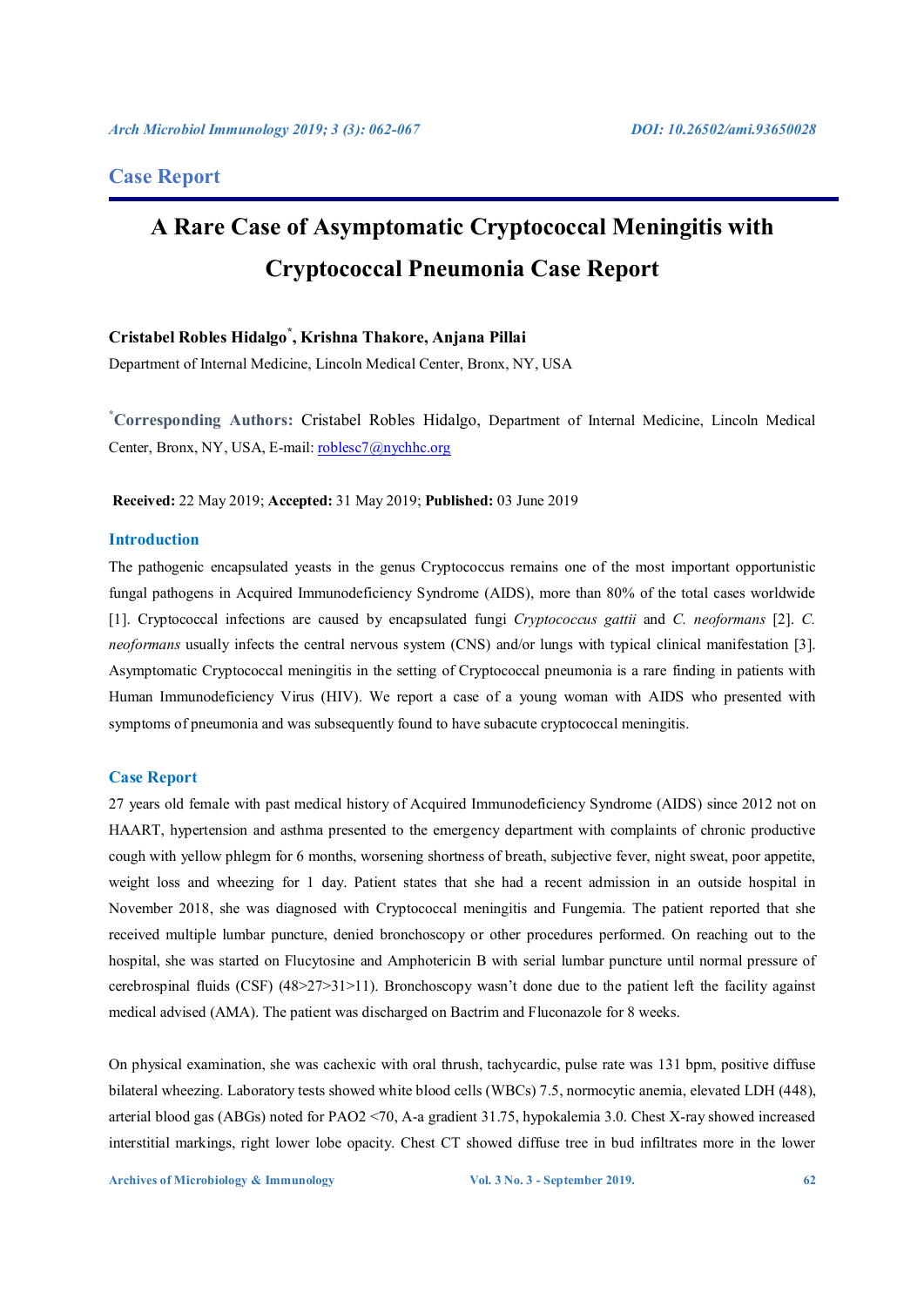## Case Report

# A Rare Case of Asymptomatic Cryptococcal Meningitis with Cryptococcal Pneumonia Case Report

**Cristabel Robles Hidalgo*, Krishna Thakore, Anjana Pillai**

Department of Internal Medicine, Lincoln Medical Center, Bronx, NY, USA

***Corresponding Authors:** Cristabel Robles Hidalgo, Department of Internal Medicine, Lincoln Medical Center, Bronx, NY, USA, E-mail: roblesc7@nychhc.org

**Received:** 22 May 2019; **Accepted:** 31 May 2019; **Published:** 03 June 2019

## Introduction

The pathogenic encapsulated yeasts in the genus Cryptococcus remains one of the most important opportunistic fungal pathogens in Acquired Immunodeficiency Syndrome (AIDS), more than 80% of the total cases worldwide [1]. Cryptococcal infections are caused by encapsulated fungi *Cryptococcus gattii* and *C. neoformans* [2]. *C. neoformans* usually infects the central nervous system (CNS) and/or lungs with typical clinical manifestation [3]. Asymptomatic Cryptococcal meningitis in the setting of Cryptococcal pneumonia is a rare finding in patients with Human Immunodeficiency Virus (HIV). We report a case of a young woman with AIDS who presented with symptoms of pneumonia and was subsequently found to have subacute cryptococcal meningitis.

## Case Report

27 years old female with past medical history of Acquired Immunodeficiency Syndrome (AIDS) since 2012 not on HAART, hypertension and asthma presented to the emergency department with complaints of chronic productive cough with yellow phlegm for 6 months, worsening shortness of breath, subjective fever, night sweat, poor appetite, weight loss and wheezing for 1 day. Patient states that she had a recent admission in an outside hospital in November 2018, she was diagnosed with Cryptococcal meningitis and Fungemia. The patient reported that she received multiple lumbar puncture, denied bronchoscopy or other procedures performed. On reaching out to the hospital, she was started on Flucytosine and Amphotericin B with serial lumbar puncture until normal pressure of cerebrospinal fluids (CSF) (48>27>31>11). Bronchoscopy wasn't done due to the patient left the facility against medical advised (AMA). The patient was discharged on Bactrim and Fluconazole for 8 weeks.

On physical examination, she was cachexic with oral thrush, tachycardic, pulse rate was 131 bpm, positive diffuse bilateral wheezing. Laboratory tests showed white blood cells (WBCs) 7.5, normocytic anemia, elevated LDH (448), arterial blood gas (ABGs) noted for PAO2 <70, A-a gradient 31.75, hypokalemia 3.0. Chest X-ray showed increased interstitial markings, right lower lobe opacity. Chest CT showed diffuse tree in bud infiltrates more in the lower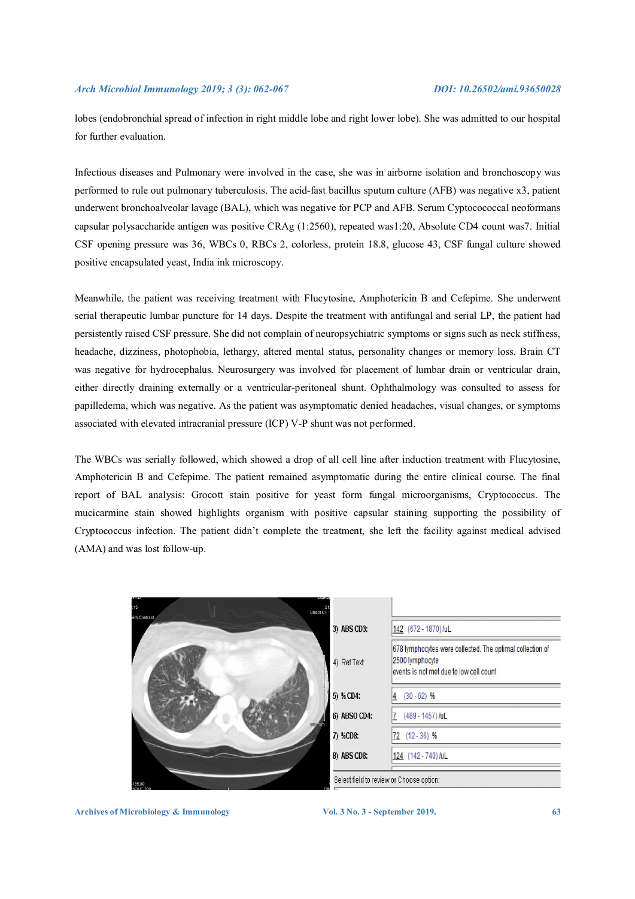lobes (endobronchial spread of infection in right middle lobe and right lower lobe). She was admitted to our hospital for further evaluation.

Infectious diseases and Pulmonary were involved in the case, she was in airborne isolation and bronchoscopy was performed to rule out pulmonary tuberculosis. The acid-fast bacillus sputum culture (AFB) was negative x3, patient underwent bronchoalveolar lavage (BAL), which was negative for PCP and AFB. Serum Cyptocococcal neoformans capsular polysaccharide antigen was positive CRAg (1:2560), repeated was1:20, Absolute CD4 count was7. Initial CSF opening pressure was 36, WBCs 0, RBCs 2, colorless, protein 18.8, glucose 43, CSF fungal culture showed positive encapsulated yeast, India ink microscopy.

Meanwhile, the patient was receiving treatment with Flucytosine, Amphotericin B and Cefepime. She underwent serial therapeutic lumbar puncture for 14 days. Despite the treatment with antifungal and serial LP, the patient had persistently raised CSF pressure. She did not complain of neuropsychiatric symptoms or signs such as neck stiffness, headache, dizziness, photophobia, lethargy, altered mental status, personality changes or memory loss. Brain CT was negative for hydrocephalus. Neurosurgery was involved for placement of lumbar drain or ventricular drain, either directly draining externally or a ventricular-peritoneal shunt. Ophthalmology was consulted to assess for papilledema, which was negative. As the patient was asymptomatic denied headaches, visual changes, or symptoms associated with elevated intracranial pressure (ICP) V-P shunt was not performed.

The WBCs was serially followed, which showed a drop of all cell line after induction treatment with Flucytosine, Amphotericin B and Cefepime. The patient remained asymptomatic during the entire clinical course. The final report of BAL analysis: Grocott stain positive for yeast form fungal microorganisms, Cryptococcus. The mucicarmine stain showed highlights organism with positive capsular staining supporting the possibility of Cryptococcus infection. The patient didn't complete the treatment, she left the facility against medical advised (AMA) and was lost follow-up.

| | |
|---|---|
| 3) ABS CD3: | 142 (672 - 1870) /uL |
| 4) Ref Text | 678 lymphocytes were collected. The optimal collection of 2500 lymphocyte events is not met due to low cell count |
| 5) % CD4: | 4 (30 - 62) % |
| 6) ABSO CD4: | 7 (489 - 1457) /uL |
| 7) %CD8: | 72 (12 - 36) % |
| 8) ABS CD8: | 124 (142 - 740) /uL |

Select field to review or Choose option: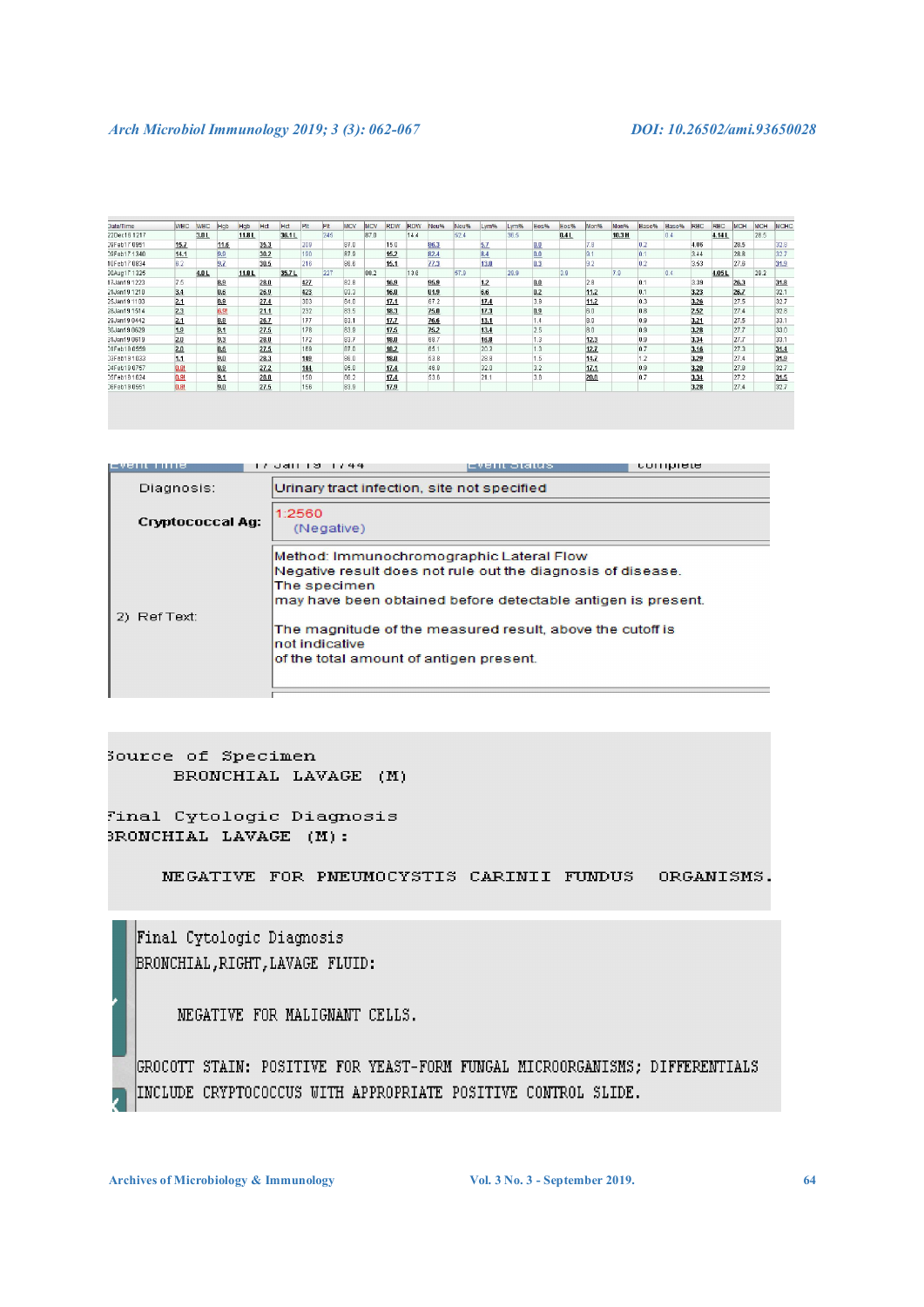| Date/Time | WBC | WBC | Hgb | Hgb | Hct | Hct | Plt | Plt | MCV | MCV | RDW | RDW | Neu% | Neu% | Lym% | Lym% | Eos% | Eos% | Mon% | Mon% | Baso% | Baso% | RBC | RBC | MCH | MCH | MCHC |
|---|---|---|---|---|---|---|---|---|---|---|---|---|---|---|---|---|---|---|---|---|---|---|---|---|---|---|---|
| 22Dec16 1217 | | 3.8 L | | 11.8 L | | 36.1 L | | 245 | | 87.0 | | 14.4 | | 52.4 | | 36.5 | | 0.4 L | | 10.3 H | | 0.4 | | 4.14 L | | 28.5 | |
| 20Feb17 0951 | 15.7 | | 11.6 | | 35.3 | | 209 | | 87.0 | | 15.0 | | 86.3 | | 5.7 | | 0.0 | | 7.8 | | 0.2 | | 4.06 | | 28.5 | | 32.8 |
| 20Feb17 1340 | 14.1 | | 9.9 | | 30.2 | | 190 | | 87.8 | | 15.2 | | 82.4 | | 8.4 | | 0.0 | | 9.1 | | 0.1 | | 3.44 | | 28.8 | | 32.7 |
| 10Feb17 0834 | 8.2 | | 9.7 | | 30.5 | | 218 | | 86.6 | | 15.1 | | 77.3 | | 13.8 | | 0.3 | | 8.2 | | 0.2 | | 3.53 | | 27.6 | | 31.9 |
| 30Aug17 1326 | | 4.0 L | | 11.8 L | | 35.7 L | | 227 | | 88.2 | | 13.8 | | 57.0 | | 26.9 | | 3.9 | | 7.8 | | 0.4 | | 4.05 L | | 29.2 | |
| 17Jan19 1223 | 7.5 | | 8.9 | | 28.0 | | 427 | | 82.8 | | 16.9 | | 95.9 | | 1.2 | | 0.0 | | 2.9 | | 0.1 | | 3.39 | | 26.3 | | 31.8 |
| 21Jan19 1210 | 3.4 | | 8.6 | | 26.9 | | 423 | | 83.3 | | 16.8 | | 81.9 | | 6.6 | | 0.2 | | 11.2 | | 0.1 | | 3.23 | | 26.7 | | 32.1 |
| 25Jan19 1103 | 2.1 | | 8.9 | | 27.4 | | 303 | | 84.0 | | 17.1 | | 67.2 | | 17.4 | | 3.9 | | 11.2 | | 0.3 | | 3.26 | | 27.5 | | 32.7 |
| 28Jan19 1514 | 2.3 | | 6.9 | | 21.1 | | 232 | | 83.5 | | 18.3 | | 75.8 | | 17.3 | | 0.9 | | 6.0 | | 0.8 | | 2.52 | | 27.4 | | 32.8 |
| 29Jan19 0442 | 2.1 | | 8.8 | | 26.7 | | 177 | | 83.1 | | 17.7 | | 76.6 | | 13.1 | | 1.4 | | 8.0 | | 0.9 | | 3.21 | | 27.5 | | 33.1 |
| 30Jan19 0629 | 1.9 | | 9.1 | | 27.5 | | 178 | | 83.8 | | 17.5 | | 76.2 | | 13.4 | | 2.5 | | 8.0 | | 0.9 | | 3.28 | | 27.7 | | 33.0 |
| 31Jan19 0619 | 2.0 | | 9.3 | | 28.0 | | 172 | | 83.7 | | 18.0 | | 69.7 | | 16.0 | | 1.3 | | 12.3 | | 0.9 | | 3.34 | | 27.7 | | 33.1 |
| 01Feb19 0559 | 2.0 | | 8.6 | | 27.5 | | 169 | | 87.0 | | 18.2 | | 65.1 | | 20.3 | | 1.3 | | 12.7 | | 0.7 | | 3.16 | | 27.3 | | 31.4 |
| 03Feb19 1033 | 1.1 | | 9.0 | | 28.3 | | 149 | | 86.0 | | 18.0 | | 53.8 | | 29.8 | | 1.5 | | 14.7 | | 1.2 | | 3.29 | | 27.4 | | 31.9 |
| 04Feb19 0757 | 1.0 | | 8.8 | | 27.2 | | 144 | | 85.0 | | 17.4 | | 46.8 | | 32.0 | | 3.2 | | 17.1 | | 0.9 | | 3.20 | | 27.6 | | 32.7 |
| 05Feb19 1624 | 0.9 | | 9.1 | | 28.8 | | 150 | | 86.2 | | 17.4 | | 53.6 | | 21.1 | | 3.8 | | 20.8 | | 0.7 | | 3.34 | | 27.2 | | 31.5 |
| 06Feb19 0551 | 0.8 | | 9.0 | | 27.5 | | 156 | | 83.8 | | 17.9 | | | | | | | | | | | | 3.28 | | 27.4 | | 32.7 |

| | |
|---|---|
| Diagnosis: | Urinary tract infection, site not specified |
| **Cryptococcal Ag:** | 1:2560 (Negative) |
| 2) Ref Text: | Method: Immunochromographic Lateral Flow<br>Negative result does not rule out the diagnosis of disease.<br>The specimen may have been obtained before detectable antigen is present.<br><br>The magnitude of the measured result, above the cutoff is not indicative of the total amount of antigen present. |

```
Source of Specimen
     BRONCHIAL LAVAGE (M)

Final Cytologic Diagnosis
BRONCHIAL LAVAGE (M):

     NEGATIVE FOR PNEUMOCYSTIS CARINII FUNDUS ORGANISMS.
```

```
Final Cytologic Diagnosis
BRONCHIAL,RIGHT,LAVAGE FLUID:

     NEGATIVE FOR MALIGNANT CELLS.

GROCOTT STAIN: POSITIVE FOR YEAST-FORM FUNGAL MICROORGANISMS; DIFFERENTIALS
INCLUDE CRYPTOCOCCUS WITH APPROPRIATE POSITIVE CONTROL SLIDE.
```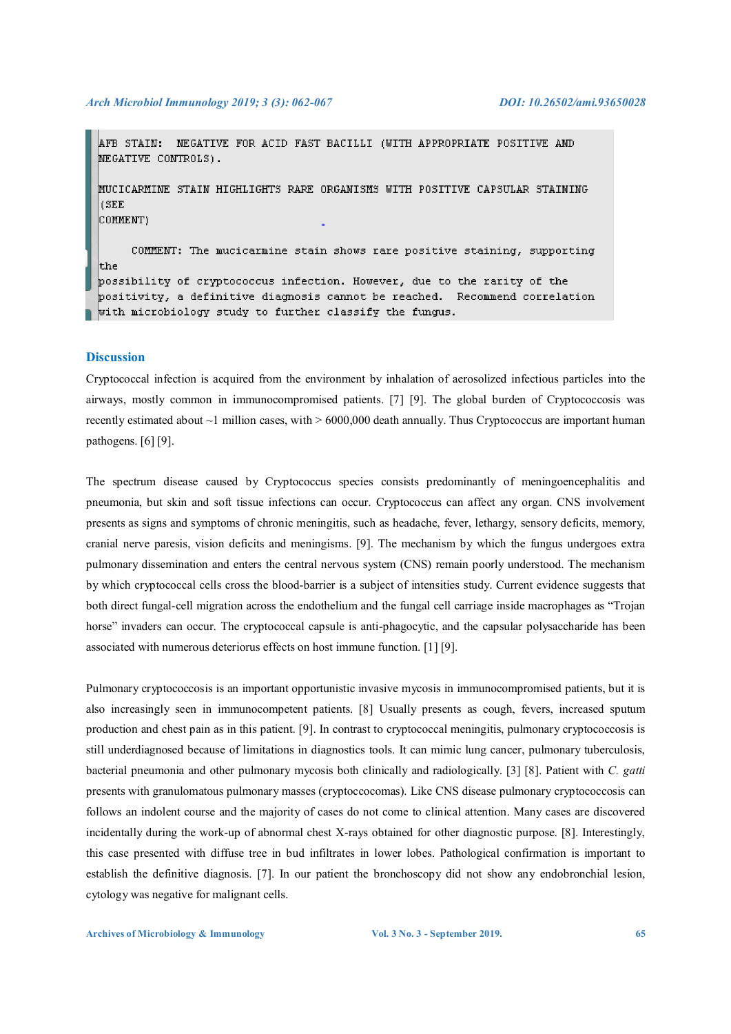```
AFB STAIN:  NEGATIVE FOR ACID FAST BACILLI (WITH APPROPRIATE POSITIVE AND
NEGATIVE CONTROLS).

MUCICARMINE STAIN HIGHLIGHTS RARE ORGANISMS WITH POSITIVE CAPSULAR STAINING
(SEE
COMMENT)

     COMMENT: The mucicarmine stain shows rare positive staining, supporting
the
possibility of cryptococcus infection. However, due to the rarity of the
positivity, a definitive diagnosis cannot be reached.  Recommend correlation
with microbiology study to further classify the fungus.
```

## Discussion

Cryptococcal infection is acquired from the environment by inhalation of aerosolized infectious particles into the airways, mostly common in immunocompromised patients. [7] [9]. The global burden of Cryptococcosis was recently estimated about ~1 million cases, with > 6000,000 death annually. Thus Cryptococcus are important human pathogens. [6] [9].

The spectrum disease caused by Cryptococcus species consists predominantly of meningoencephalitis and pneumonia, but skin and soft tissue infections can occur. Cryptococcus can affect any organ. CNS involvement presents as signs and symptoms of chronic meningitis, such as headache, fever, lethargy, sensory deficits, memory, cranial nerve paresis, vision deficits and meningisms. [9]. The mechanism by which the fungus undergoes extra pulmonary dissemination and enters the central nervous system (CNS) remain poorly understood. The mechanism by which cryptococcal cells cross the blood-barrier is a subject of intensities study. Current evidence suggests that both direct fungal-cell migration across the endothelium and the fungal cell carriage inside macrophages as "Trojan horse" invaders can occur. The cryptococcal capsule is anti-phagocytic, and the capsular polysaccharide has been associated with numerous deteriorus effects on host immune function. [1] [9].

Pulmonary cryptococcosis is an important opportunistic invasive mycosis in immunocompromised patients, but it is also increasingly seen in immunocompetent patients. [8] Usually presents as cough, fevers, increased sputum production and chest pain as in this patient. [9]. In contrast to cryptococcal meningitis, pulmonary cryptococcosis is still underdiagnosed because of limitations in diagnostics tools. It can mimic lung cancer, pulmonary tuberculosis, bacterial pneumonia and other pulmonary mycosis both clinically and radiologically. [3] [8]. Patient with *C. gatti* presents with granulomatous pulmonary masses (cryptoccocomas). Like CNS disease pulmonary cryptococcosis can follows an indolent course and the majority of cases do not come to clinical attention. Many cases are discovered incidentally during the work-up of abnormal chest X-rays obtained for other diagnostic purpose. [8]. Interestingly, this case presented with diffuse tree in bud infiltrates in lower lobes. Pathological confirmation is important to establish the definitive diagnosis. [7]. In our patient the bronchoscopy did not show any endobronchial lesion, cytology was negative for malignant cells.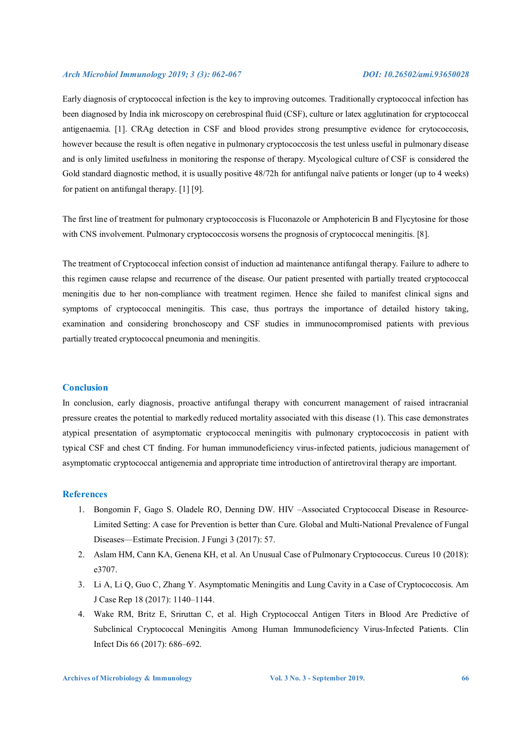Early diagnosis of cryptococcal infection is the key to improving outcomes. Traditionally cryptococcal infection has been diagnosed by India ink microscopy on cerebrospinal fluid (CSF), culture or latex agglutination for cryptococcal antigenaemia. [1]. CRAg detection in CSF and blood provides strong presumptive evidence for crytococcosis, however because the result is often negative in pulmonary cryptococcosis the test unless useful in pulmonary disease and is only limited usefulness in monitoring the response of therapy. Mycological culture of CSF is considered the Gold standard diagnostic method, it is usually positive 48/72h for antifungal naïve patients or longer (up to 4 weeks) for patient on antifungal therapy. [1] [9].

The first line of treatment for pulmonary cryptococcosis is Fluconazole or Amphotericin B and Flycytosine for those with CNS involvement. Pulmonary cryptococcosis worsens the prognosis of cryptococcal meningitis. [8].

The treatment of Cryptococcal infection consist of induction ad maintenance antifungal therapy. Failure to adhere to this regimen cause relapse and recurrence of the disease. Our patient presented with partially treated cryptococcal meningitis due to her non-compliance with treatment regimen. Hence she failed to manifest clinical signs and symptoms of cryptococcal meningitis. This case, thus portrays the importance of detailed history taking, examination and considering bronchoscopy and CSF studies in immunocompromised patients with previous partially treated cryptococcal pneumonia and meningitis.

## Conclusion

In conclusion, early diagnosis, proactive antifungal therapy with concurrent management of raised intracranial pressure creates the potential to markedly reduced mortality associated with this disease (1). This case demonstrates atypical presentation of asymptomatic cryptococcal meningitis with pulmonary cryptococcosis in patient with typical CSF and chest CT finding. For human immunodeficiency virus-infected patients, judicious management of asymptomatic cryptococcal antigenemia and appropriate time introduction of antiretroviral therapy are important.

## References

1. Bongomin F, Gago S. Oladele RO, Denning DW. HIV –Associated Cryptococcal Disease in Resource-Limited Setting: A case for Prevention is better than Cure. Global and Multi-National Prevalence of Fungal Diseases—Estimate Precision. J Fungi 3 (2017): 57.
2. Aslam HM, Cann KA, Genena KH, et al. An Unusual Case of Pulmonary Cryptococcus. Cureus 10 (2018): e3707.
3. Li A, Li Q, Guo C, Zhang Y. Asymptomatic Meningitis and Lung Cavity in a Case of Cryptococcosis. Am J Case Rep 18 (2017): 1140–1144.
4. Wake RM, Britz E, Sriruttan C, et al. High Cryptococcal Antigen Titers in Blood Are Predictive of Subclinical Cryptococcal Meningitis Among Human Immunodeficiency Virus-Infected Patients. Clin Infect Dis 66 (2017): 686–692.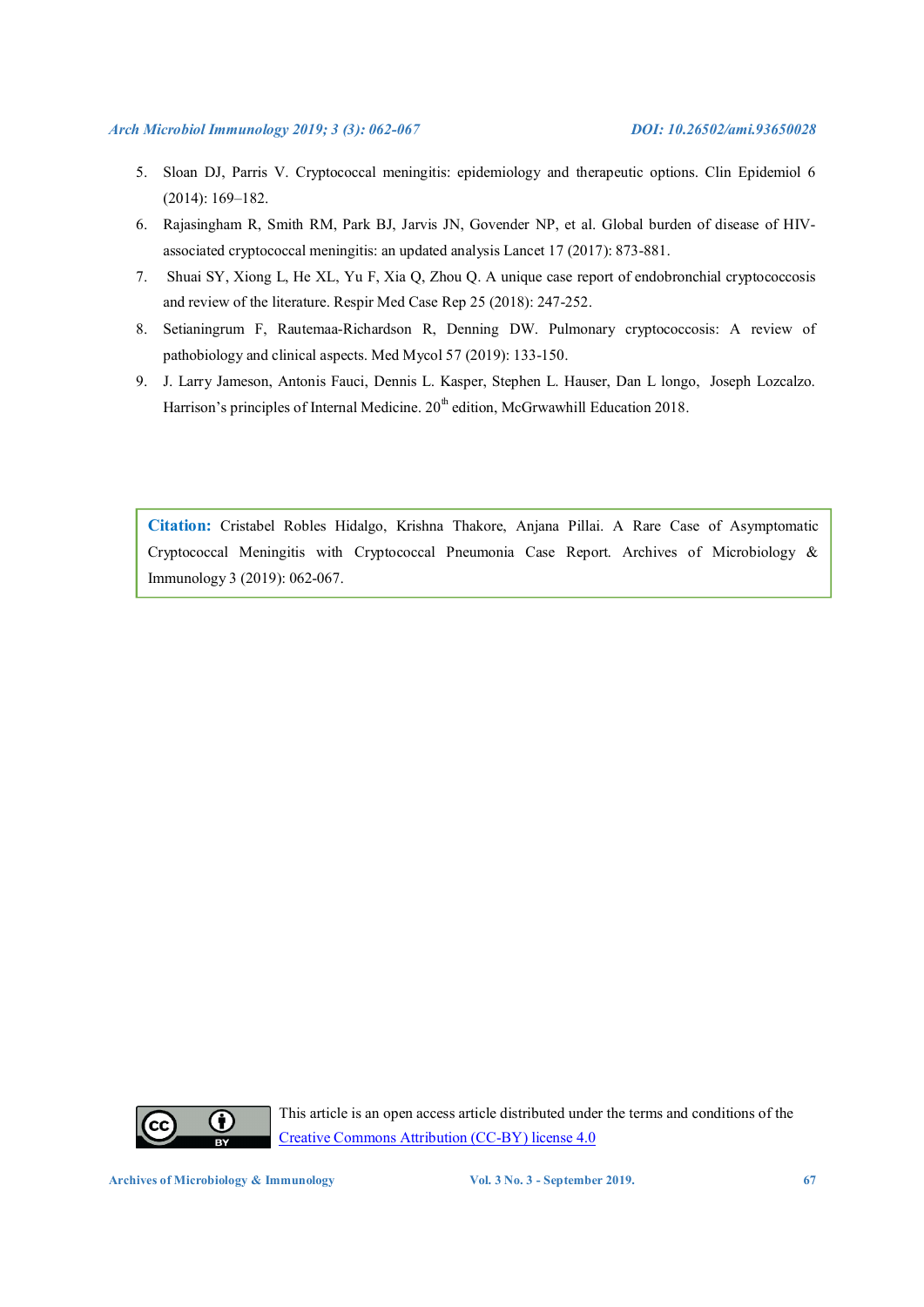5. Sloan DJ, Parris V. Cryptococcal meningitis: epidemiology and therapeutic options. Clin Epidemiol 6 (2014): 169–182.
6. Rajasingham R, Smith RM, Park BJ, Jarvis JN, Govender NP, et al. Global burden of disease of HIV-associated cryptococcal meningitis: an updated analysis Lancet 17 (2017): 873-881.
7. Shuai SY, Xiong L, He XL, Yu F, Xia Q, Zhou Q. A unique case report of endobronchial cryptococcosis and review of the literature. Respir Med Case Rep 25 (2018): 247-252.
8. Setianingrum F, Rautemaa-Richardson R, Denning DW. Pulmonary cryptococcosis: A review of pathobiology and clinical aspects. Med Mycol 57 (2019): 133-150.
9. J. Larry Jameson, Antonis Fauci, Dennis L. Kasper, Stephen L. Hauser, Dan L longo, Joseph Lozcalzo. Harrison's principles of Internal Medicine. 20th edition, McGrwawhill Education 2018.

**Citation:** Cristabel Robles Hidalgo, Krishna Thakore, Anjana Pillai. A Rare Case of Asymptomatic Cryptococcal Meningitis with Cryptococcal Pneumonia Case Report. Archives of Microbiology & Immunology 3 (2019): 062-067.

This article is an open access article distributed under the terms and conditions of the Creative Commons Attribution (CC-BY) license 4.0